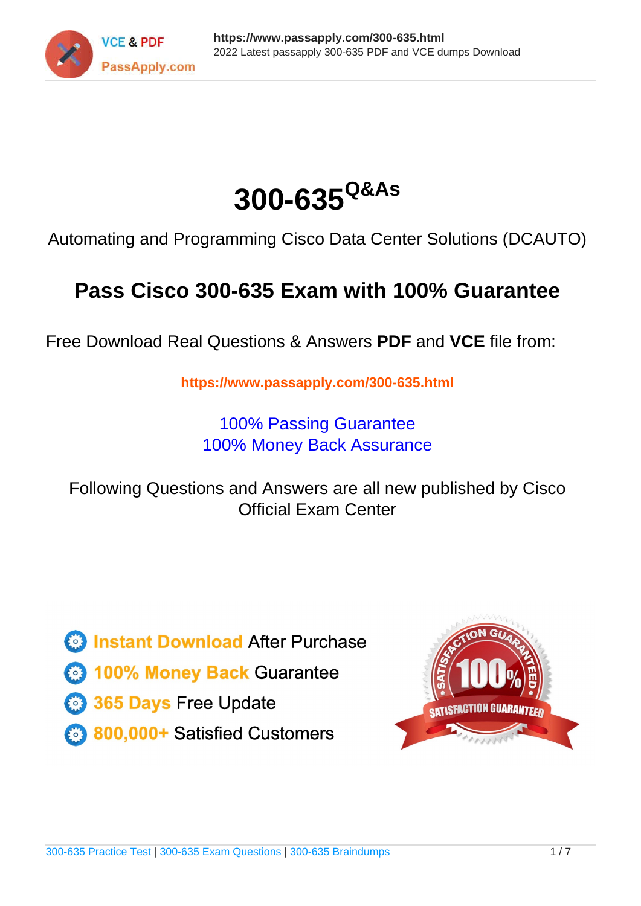# 300-635[Q&As]

Automating and Programming Cisco Data Center Solutions (DCAUTO)

## Pass Cisco 300-635 Exam with 100% Guarantee

Free Download Real Questions & Answers **PDF** and **VCE** file from:

https://www.passapply.com/300-635.html

100% Passing Guarantee
100% Money Back Assurance

Following Questions and Answers are all new published by Cisco Official Exam Center

- Instant Download After Purchase
- 100% Money Back Guarantee
- 365 Days Free Update
- 800,000+ Satisfied Customers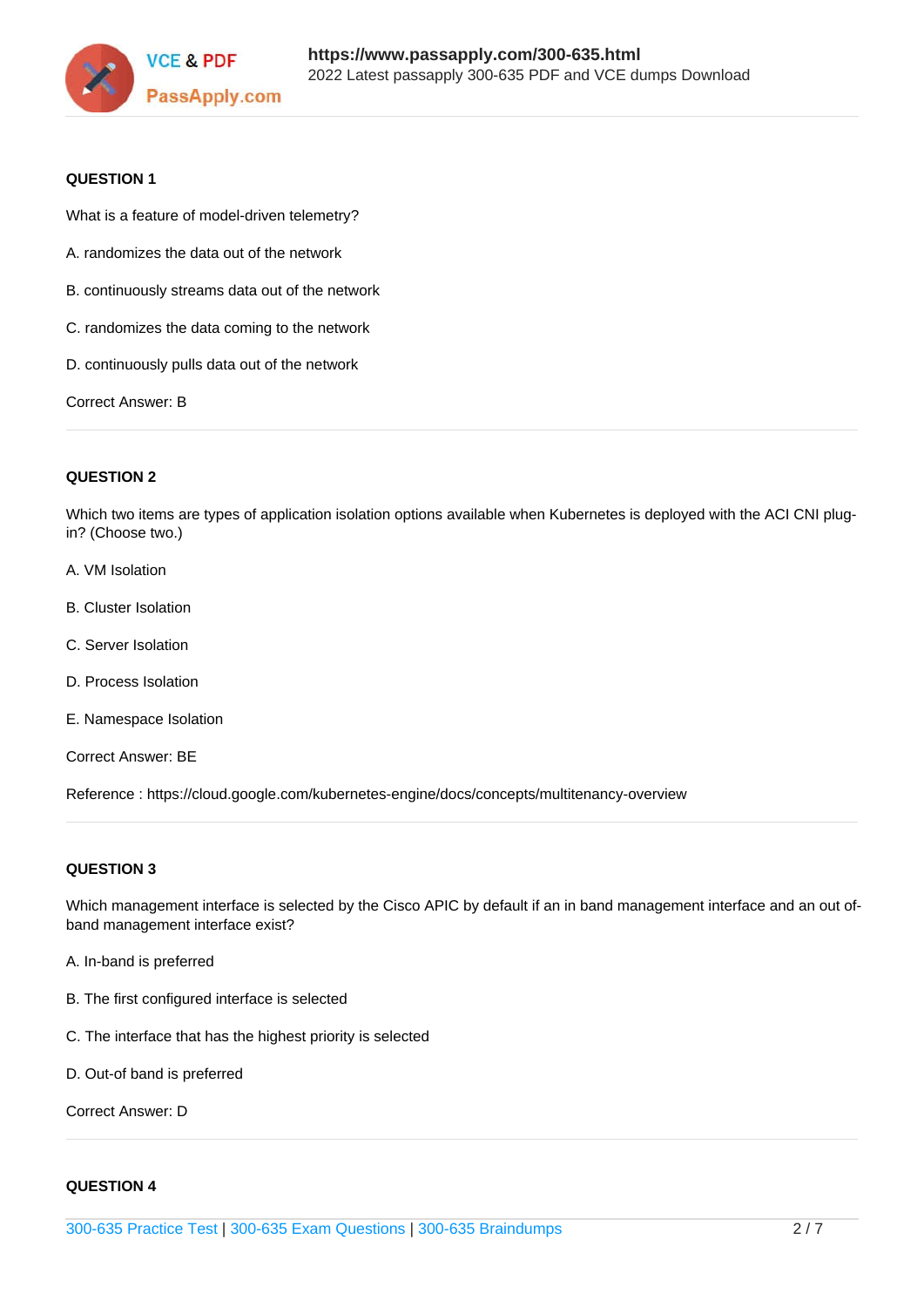**QUESTION 1**

What is a feature of model-driven telemetry?

A. randomizes the data out of the network

B. continuously streams data out of the network

C. randomizes the data coming to the network

D. continuously pulls data out of the network

Correct Answer: B

---

**QUESTION 2**

Which two items are types of application isolation options available when Kubernetes is deployed with the ACI CNI plug-in? (Choose two.)

A. VM Isolation

B. Cluster Isolation

C. Server Isolation

D. Process Isolation

E. Namespace Isolation

Correct Answer: BE

Reference : https://cloud.google.com/kubernetes-engine/docs/concepts/multitenancy-overview

---

**QUESTION 3**

Which management interface is selected by the Cisco APIC by default if an in band management interface and an out of-band management interface exist?

A. In-band is preferred

B. The first configured interface is selected

C. The interface that has the highest priority is selected

D. Out-of band is preferred

Correct Answer: D

---

**QUESTION 4**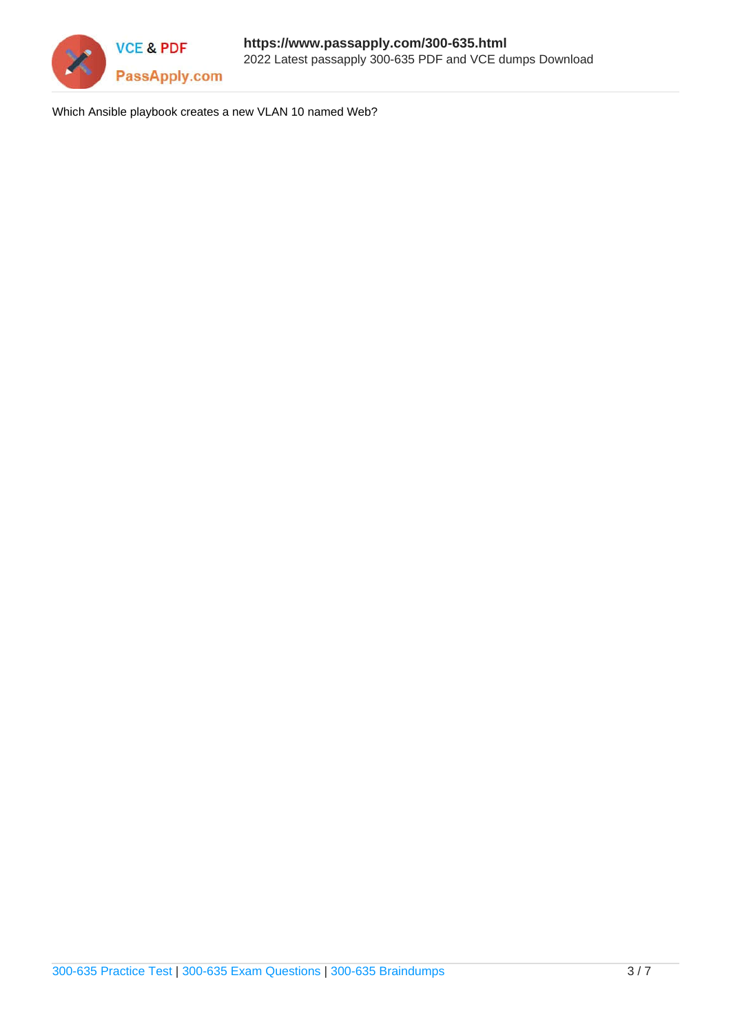Which Ansible playbook creates a new VLAN 10 named Web?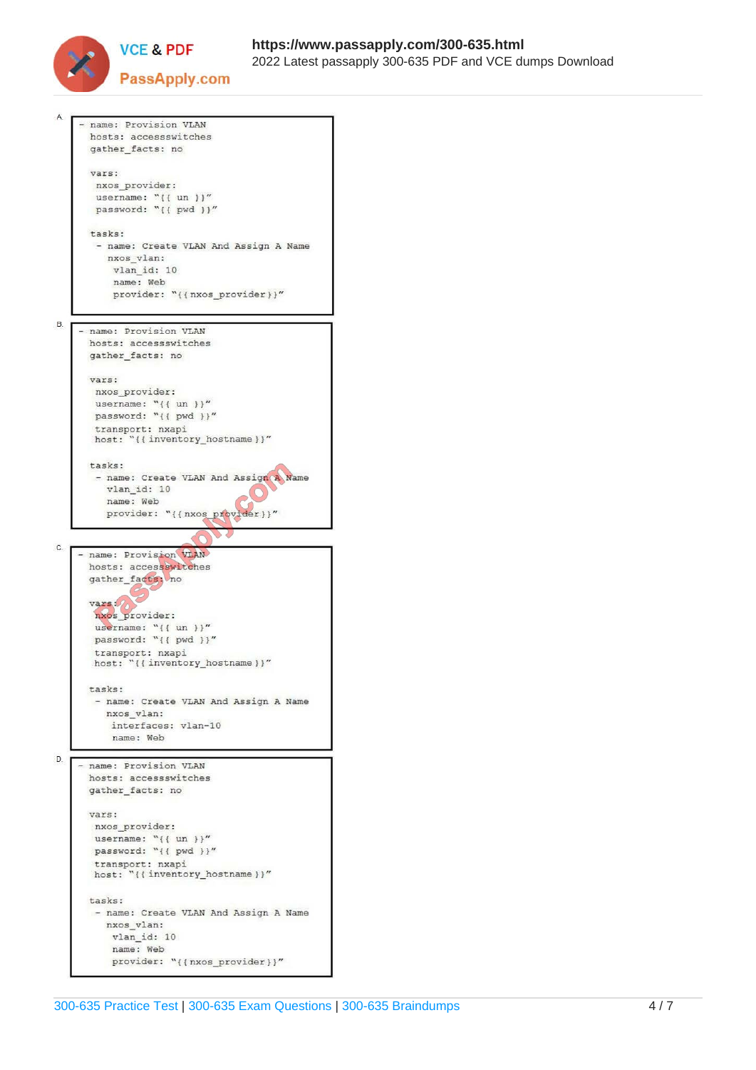A.

```
- name: Provision VLAN
  hosts: accessswitches
  gather_facts: no

  vars:
   nxos_provider:
   username: "{{ un }}"
   password: "{{ pwd }}"

  tasks:
   - name: Create VLAN And Assign A Name
     nxos_vlan:
      vlan_id: 10
      name: Web
      provider: "{{nxos_provider}}"
```

B.

```
- name: Provision VLAN
  hosts: accessswitches
  gather_facts: no

  vars:
   nxos_provider:
   username: "{{ un }}"
   password: "{{ pwd }}"
   transport: nxapi
   host: "{{inventory_hostname}}"

  tasks:
   - name: Create VLAN And Assign A Name
     vlan_id: 10
     name: Web
     provider: "{{nxos_provider}}"
```

C.

```
- name: Provision VLAN
  hosts: accessswitches
  gather_facts: no

  vars:
   nxos_provider:
   username: "{{ un }}"
   password: "{{ pwd }}"
   transport: nxapi
   host: "{{inventory_hostname}}"

  tasks:
   - name: Create VLAN And Assign A Name
     nxos_vlan:
      interfaces: vlan-10
      name: Web
```

D.

```
- name: Provision VLAN
  hosts: accessswitches
  gather_facts: no

  vars:
   nxos_provider:
   username: "{{ un }}"
   password: "{{ pwd }}"
   transport: nxapi
   host: "{{inventory_hostname}}"

  tasks:
   - name: Create VLAN And Assign A Name
     nxos_vlan:
      vlan_id: 10
      name: Web
      provider: "{{nxos_provider}}"
```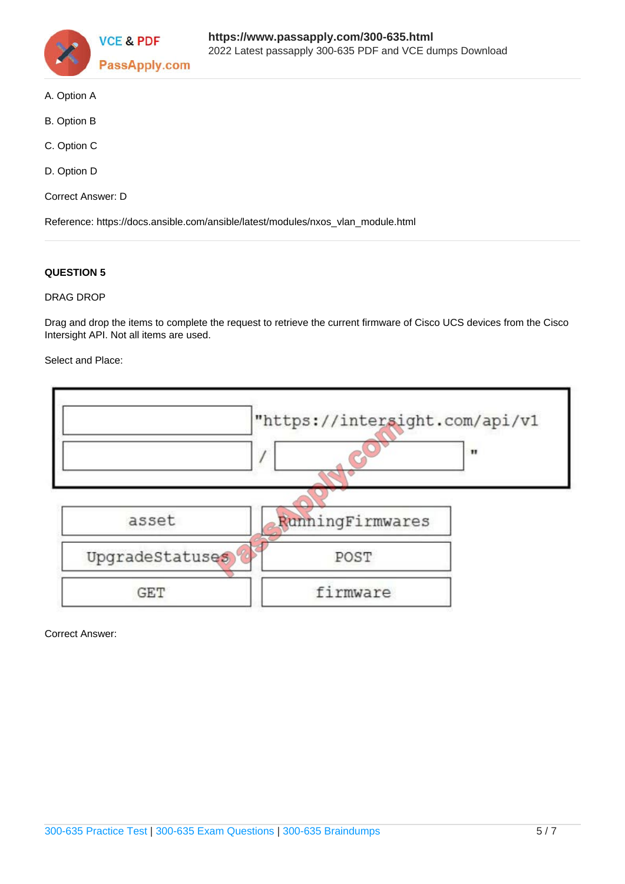A. Option A

B. Option B

C. Option C

D. Option D

Correct Answer: D

Reference: https://docs.ansible.com/ansible/latest/modules/nxos_vlan_module.html

**QUESTION 5**

DRAG DROP

Drag and drop the items to complete the request to retrieve the current firmware of Cisco UCS devices from the Cisco Intersight API. Not all items are used.

Select and Place:

```
[          ] "https://intersight.com/api/v1
[          ] / [          ] "
```

| | |
|---|---|
| asset | RunningFirmwares |
| UpgradeStatuses | POST |
| GET | firmware |

Correct Answer: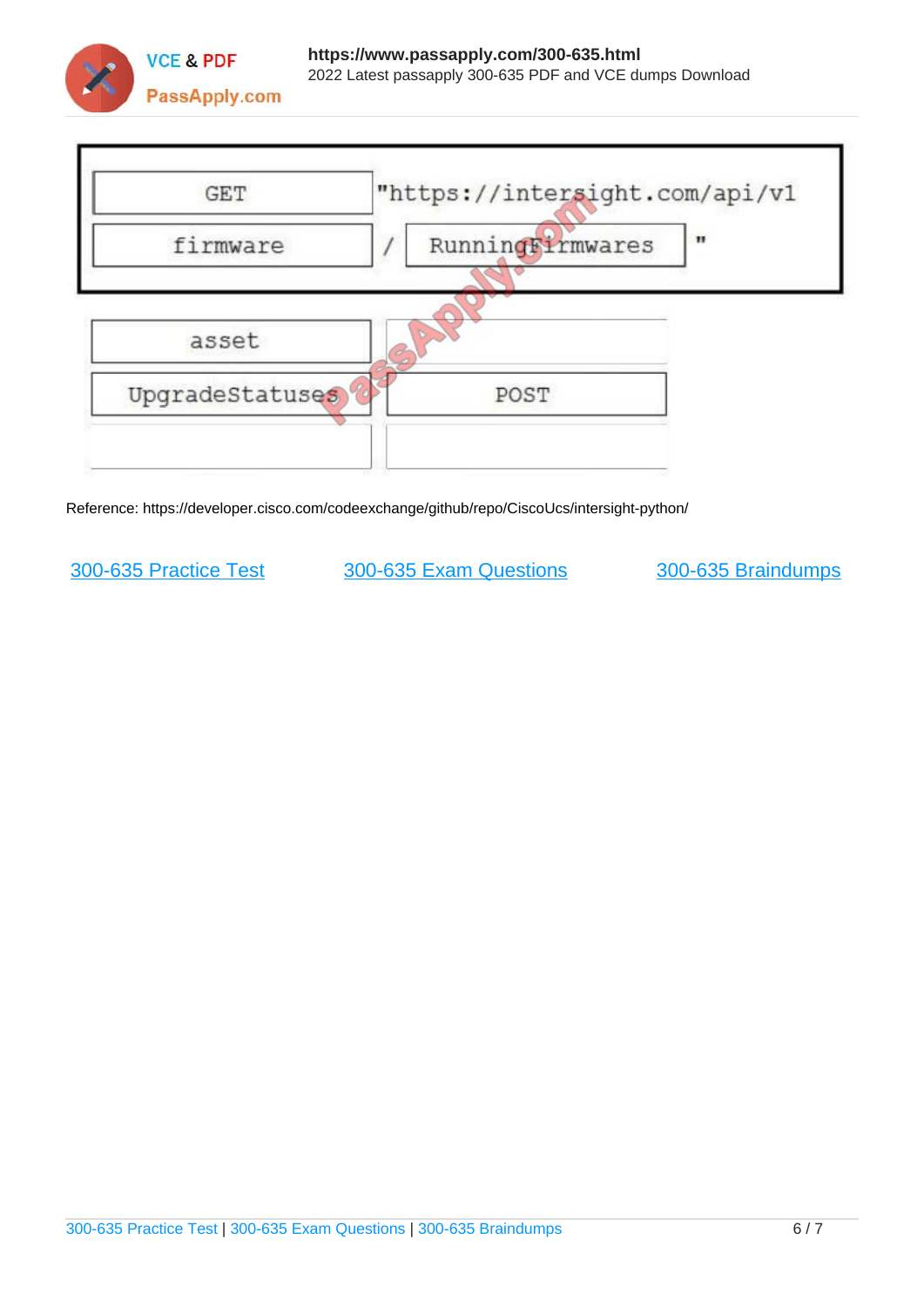| GET | "https://intersight.com/api/v1 | |
| --- | --- | --- |
| firmware | / | RunningFirmwares " |

| asset | |
| --- | --- |
| UpgradeStatuses | POST |
| | |

Reference: https://developer.cisco.com/codeexchange/github/repo/CiscoUcs/intersight-python/

300-635 Practice Test    300-635 Exam Questions    300-635 Braindumps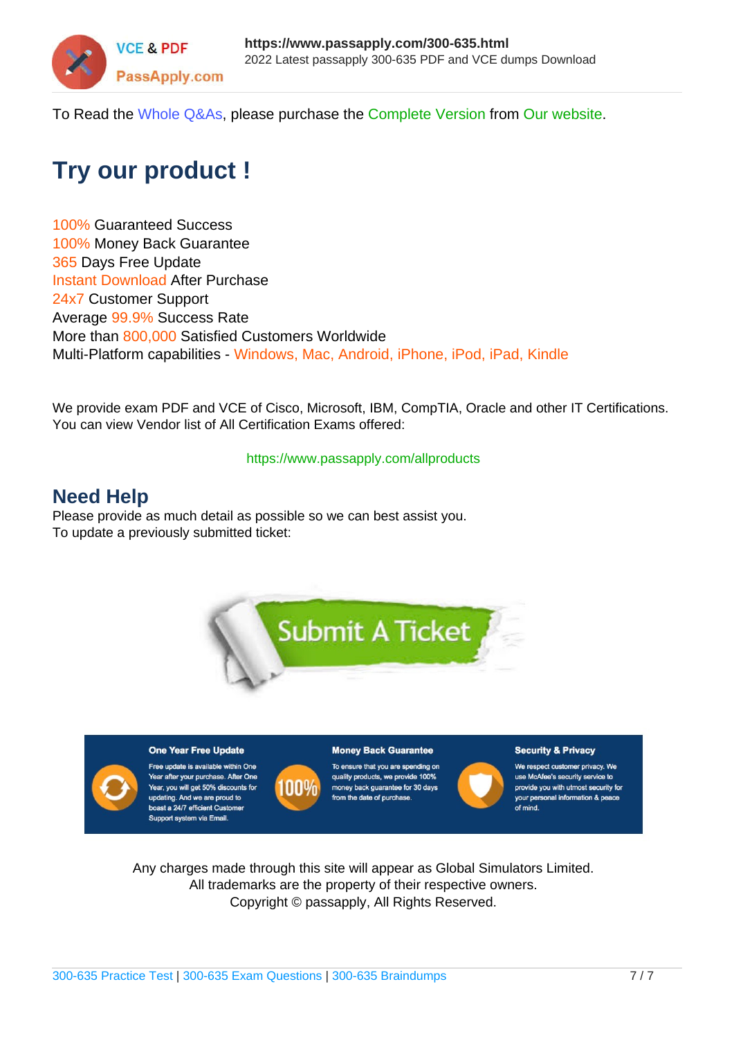To Read the Whole Q&As, please purchase the Complete Version from Our website.

# Try our product !

100% Guaranteed Success
100% Money Back Guarantee
365 Days Free Update
Instant Download After Purchase
24x7 Customer Support
Average 99.9% Success Rate
More than 800,000 Satisfied Customers Worldwide
Multi-Platform capabilities - Windows, Mac, Android, iPhone, iPod, iPad, Kindle

We provide exam PDF and VCE of Cisco, Microsoft, IBM, CompTIA, Oracle and other IT Certifications.
You can view Vendor list of All Certification Exams offered:

https://www.passapply.com/allproducts

## Need Help

Please provide as much detail as possible so we can best assist you.
To update a previously submitted ticket:

Submit A Ticket

**One Year Free Update**
Free update is available within One Year after your purchase. After One Year, you will get 50% discounts for updating. And we are proud to boast a 24/7 efficient Customer Support system via Email.

**Money Back Guarantee**
To ensure that you are spending on quality products, we provide 100% money back guarantee for 30 days from the date of purchase.

**Security & Privacy**
We respect customer privacy. We use McAfee's security service to provide you with utmost security for your personal information & peace of mind.

Any charges made through this site will appear as Global Simulators Limited.
All trademarks are the property of their respective owners.
Copyright © passapply, All Rights Reserved.